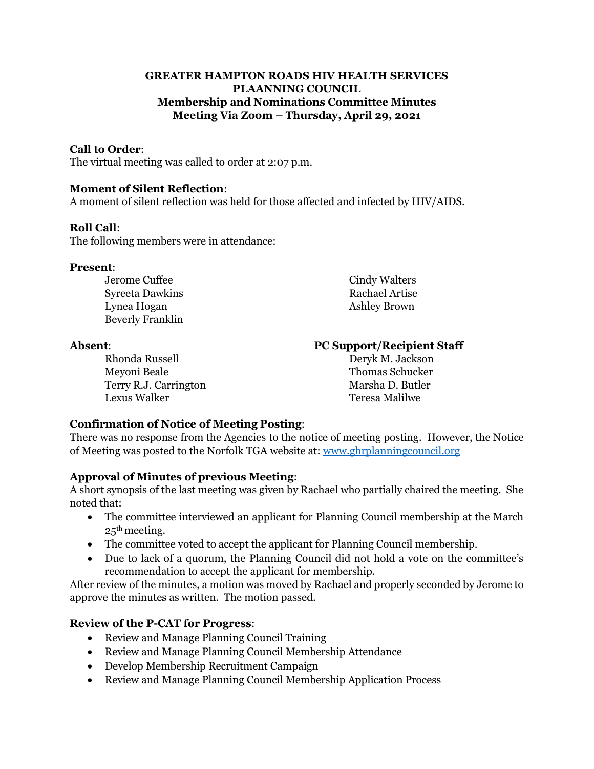**GREATER HAMPTON ROADS HIV HEALTH SERVICES PLAANNING COUNCIL**
**Membership and Nominations Committee Minutes**
**Meeting Via Zoom – Thursday, April 29, 2021**

**Call to Order**:
The virtual meeting was called to order at 2:07 p.m.

**Moment of Silent Reflection**:
A moment of silent reflection was held for those affected and infected by HIV/AIDS.

**Roll Call**:
The following members were in attendance:

**Present**:

Jerome Cuffee
Syreeta Dawkins
Lynea Hogan
Beverly Franklin
Cindy Walters
Rachael Artise
Ashley Brown

**Absent**:

Rhonda Russell
Meyoni Beale
Terry R.J. Carrington
Lexus Walker

**PC Support/Recipient Staff**

Deryk M. Jackson
Thomas Schucker
Marsha D. Butler
Teresa Malilwe

**Confirmation of Notice of Meeting Posting**:
There was no response from the Agencies to the notice of meeting posting. However, the Notice of Meeting was posted to the Norfolk TGA website at: www.ghrplanningcouncil.org

**Approval of Minutes of previous Meeting**:
A short synopsis of the last meeting was given by Rachael who partially chaired the meeting. She noted that:

- The committee interviewed an applicant for Planning Council membership at the March 25th meeting.
- The committee voted to accept the applicant for Planning Council membership.
- Due to lack of a quorum, the Planning Council did not hold a vote on the committee's recommendation to accept the applicant for membership.

After review of the minutes, a motion was moved by Rachael and properly seconded by Jerome to approve the minutes as written. The motion passed.

**Review of the P-CAT for Progress**:

- Review and Manage Planning Council Training
- Review and Manage Planning Council Membership Attendance
- Develop Membership Recruitment Campaign
- Review and Manage Planning Council Membership Application Process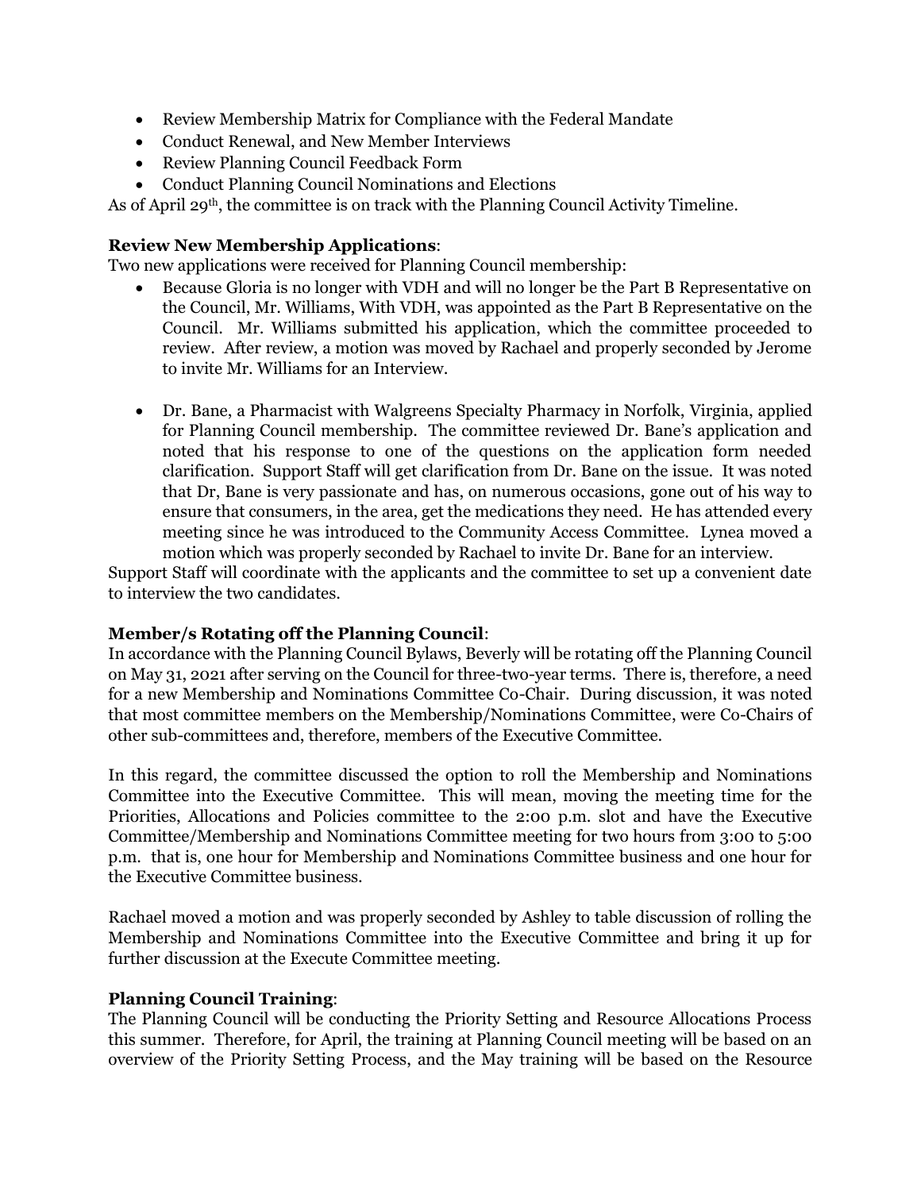- Review Membership Matrix for Compliance with the Federal Mandate
- Conduct Renewal, and New Member Interviews
- Review Planning Council Feedback Form
- Conduct Planning Council Nominations and Elections

As of April 29th, the committee is on track with the Planning Council Activity Timeline.

**Review New Membership Applications**:

Two new applications were received for Planning Council membership:

- Because Gloria is no longer with VDH and will no longer be the Part B Representative on the Council, Mr. Williams, With VDH, was appointed as the Part B Representative on the Council. Mr. Williams submitted his application, which the committee proceeded to review. After review, a motion was moved by Rachael and properly seconded by Jerome to invite Mr. Williams for an Interview.

- Dr. Bane, a Pharmacist with Walgreens Specialty Pharmacy in Norfolk, Virginia, applied for Planning Council membership. The committee reviewed Dr. Bane's application and noted that his response to one of the questions on the application form needed clarification. Support Staff will get clarification from Dr. Bane on the issue. It was noted that Dr, Bane is very passionate and has, on numerous occasions, gone out of his way to ensure that consumers, in the area, get the medications they need. He has attended every meeting since he was introduced to the Community Access Committee. Lynea moved a motion which was properly seconded by Rachael to invite Dr. Bane for an interview.

Support Staff will coordinate with the applicants and the committee to set up a convenient date to interview the two candidates.

**Member/s Rotating off the Planning Council**:

In accordance with the Planning Council Bylaws, Beverly will be rotating off the Planning Council on May 31, 2021 after serving on the Council for three-two-year terms. There is, therefore, a need for a new Membership and Nominations Committee Co-Chair. During discussion, it was noted that most committee members on the Membership/Nominations Committee, were Co-Chairs of other sub-committees and, therefore, members of the Executive Committee.

In this regard, the committee discussed the option to roll the Membership and Nominations Committee into the Executive Committee. This will mean, moving the meeting time for the Priorities, Allocations and Policies committee to the 2:00 p.m. slot and have the Executive Committee/Membership and Nominations Committee meeting for two hours from 3:00 to 5:00 p.m. that is, one hour for Membership and Nominations Committee business and one hour for the Executive Committee business.

Rachael moved a motion and was properly seconded by Ashley to table discussion of rolling the Membership and Nominations Committee into the Executive Committee and bring it up for further discussion at the Execute Committee meeting.

**Planning Council Training**:

The Planning Council will be conducting the Priority Setting and Resource Allocations Process this summer. Therefore, for April, the training at Planning Council meeting will be based on an overview of the Priority Setting Process, and the May training will be based on the Resource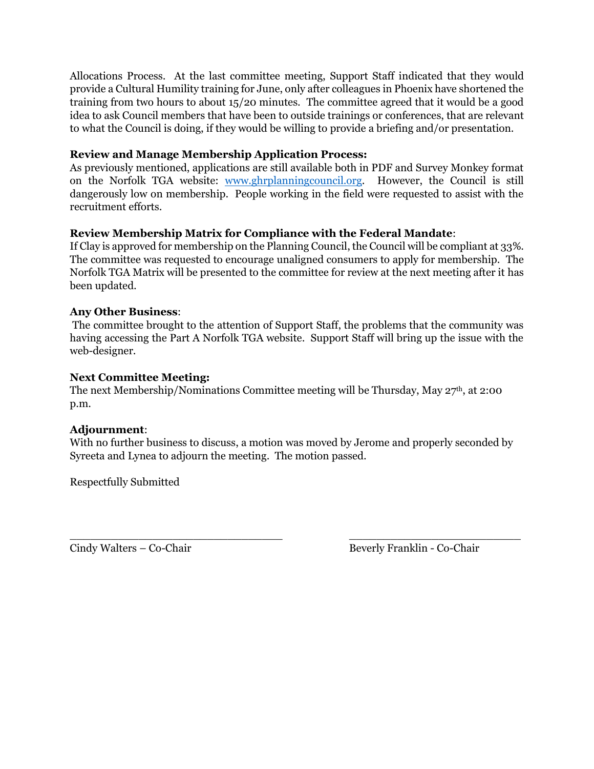Allocations Process. At the last committee meeting, Support Staff indicated that they would provide a Cultural Humility training for June, only after colleagues in Phoenix have shortened the training from two hours to about 15/20 minutes. The committee agreed that it would be a good idea to ask Council members that have been to outside trainings or conferences, that are relevant to what the Council is doing, if they would be willing to provide a briefing and/or presentation.

**Review and Manage Membership Application Process:**
As previously mentioned, applications are still available both in PDF and Survey Monkey format on the Norfolk TGA website: [www.ghrplanningcouncil.org](http://www.ghrplanningcouncil.org). However, the Council is still dangerously low on membership. People working in the field were requested to assist with the recruitment efforts.

**Review Membership Matrix for Compliance with the Federal Mandate**:
If Clay is approved for membership on the Planning Council, the Council will be compliant at 33%. The committee was requested to encourage unaligned consumers to apply for membership. The Norfolk TGA Matrix will be presented to the committee for review at the next meeting after it has been updated.

**Any Other Business**:
The committee brought to the attention of Support Staff, the problems that the community was having accessing the Part A Norfolk TGA website. Support Staff will bring up the issue with the web-designer.

**Next Committee Meeting:**
The next Membership/Nominations Committee meeting will be Thursday, May 27th, at 2:00 p.m.

**Adjournment**:
With no further business to discuss, a motion was moved by Jerome and properly seconded by Syreeta and Lynea to adjourn the meeting. The motion passed.

Respectfully Submitted

\_\_\_\_\_\_\_\_\_\_\_\_\_\_\_\_\_\_\_\_\_\_\_\_\_\_\_\_\_\_\_\_ \_\_\_\_\_\_\_\_\_\_\_\_\_\_\_\_\_\_\_\_\_\_\_\_\_\_\_\_\_\_\_\_

Cindy Walters – Co-Chair Beverly Franklin - Co-Chair